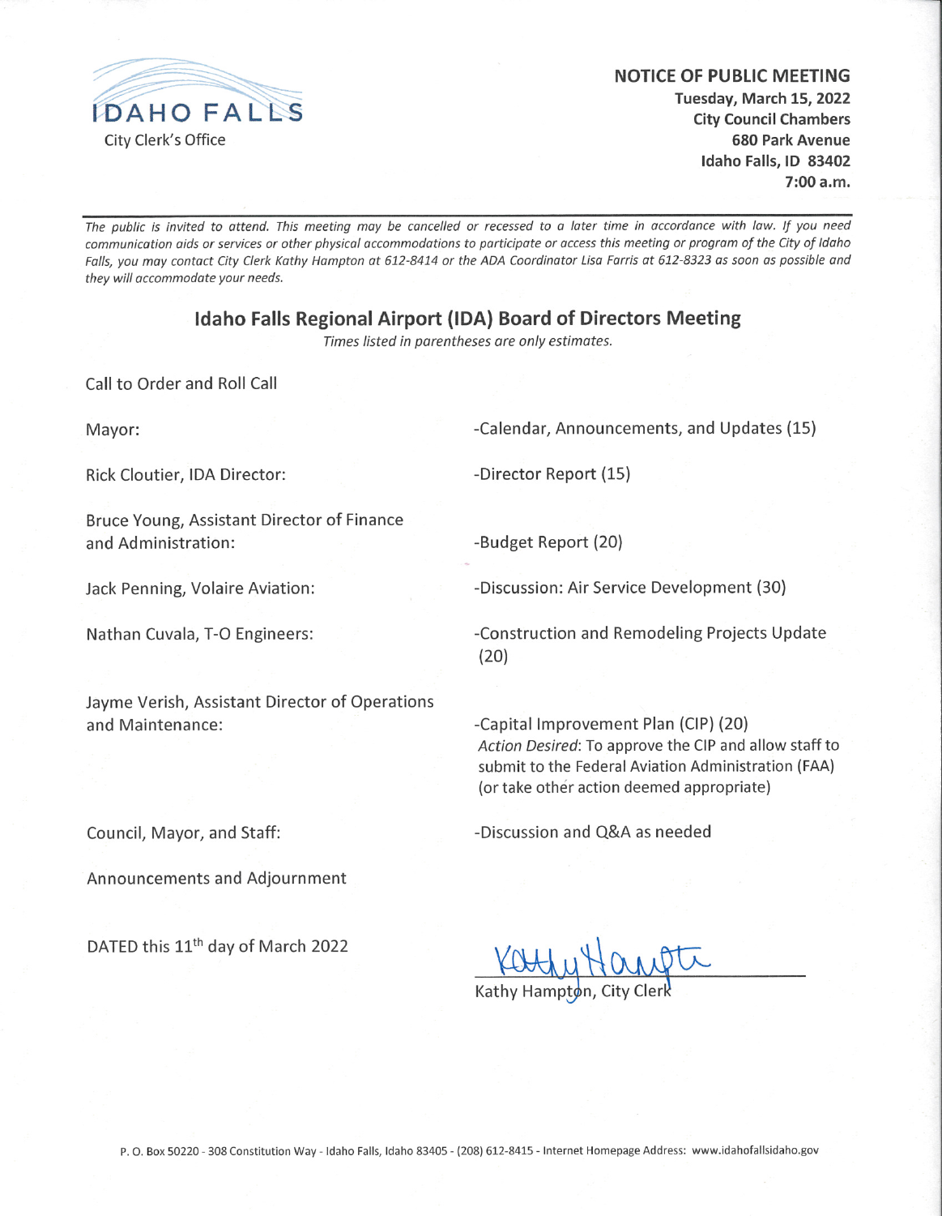IDAHO FALLS
City Clerk's Office

**NOTICE OF PUBLIC MEETING**
**Tuesday, March 15, 2022**
**City Council Chambers**
**680 Park Avenue**
**Idaho Falls, ID 83402**
**7:00 a.m.**

---

*The public is invited to attend. This meeting may be cancelled or recessed to a later time in accordance with law. If you need communication aids or services or other physical accommodations to participate or access this meeting or program of the City of Idaho Falls, you may contact City Clerk Kathy Hampton at 612-8414 or the ADA Coordinator Lisa Farris at 612-8323 as soon as possible and they will accommodate your needs.*

## Idaho Falls Regional Airport (IDA) Board of Directors Meeting

*Times listed in parentheses are only estimates.*

Call to Order and Roll Call

Mayor: -Calendar, Announcements, and Updates (15)

Rick Cloutier, IDA Director: -Director Report (15)

Bruce Young, Assistant Director of Finance and Administration: -Budget Report (20)

Jack Penning, Volaire Aviation: -Discussion: Air Service Development (30)

Nathan Cuvala, T-O Engineers: -Construction and Remodeling Projects Update (20)

Jayme Verish, Assistant Director of Operations and Maintenance: -Capital Improvement Plan (CIP) (20)
*Action Desired*: To approve the CIP and allow staff to submit to the Federal Aviation Administration (FAA) (or take other action deemed appropriate)

Council, Mayor, and Staff: -Discussion and Q&A as needed

Announcements and Adjournment

DATED this 11th day of March 2022

Kathy Hampton, City Clerk

P. O. Box 50220 - 308 Constitution Way - Idaho Falls, Idaho 83405 - (208) 612-8415 - Internet Homepage Address: www.idahofallsidaho.gov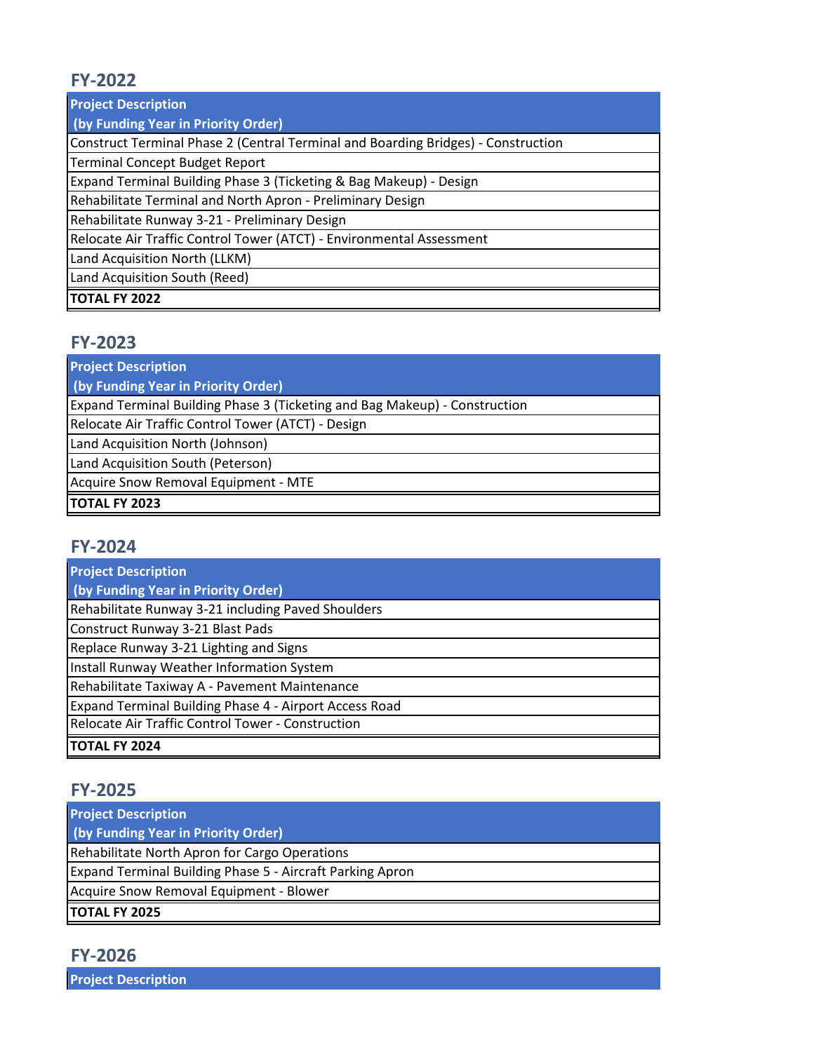## FY-2022

| Project Description (by Funding Year in Priority Order) |
|---|
| Construct Terminal Phase 2 (Central Terminal and Boarding Bridges) - Construction |
| Terminal Concept Budget Report |
| Expand Terminal Building Phase 3 (Ticketing & Bag Makeup) - Design |
| Rehabilitate Terminal and North Apron - Preliminary Design |
| Rehabilitate Runway 3-21 - Preliminary Design |
| Relocate Air Traffic Control Tower (ATCT) - Environmental Assessment |
| Land Acquisition North (LLKM) |
| Land Acquisition South (Reed) |
| **TOTAL FY 2022** |

## FY-2023

| Project Description (by Funding Year in Priority Order) |
|---|
| Expand Terminal Building Phase 3 (Ticketing and Bag Makeup) - Construction |
| Relocate Air Traffic Control Tower (ATCT) - Design |
| Land Acquisition North (Johnson) |
| Land Acquisition South (Peterson) |
| Acquire Snow Removal Equipment - MTE |
| **TOTAL FY 2023** |

## FY-2024

| Project Description (by Funding Year in Priority Order) |
|---|
| Rehabilitate Runway 3-21 including Paved Shoulders |
| Construct Runway 3-21 Blast Pads |
| Replace Runway 3-21 Lighting and Signs |
| Install Runway Weather Information System |
| Rehabilitate Taxiway A - Pavement Maintenance |
| Expand Terminal Building Phase 4 - Airport Access Road |
| Relocate Air Traffic Control Tower - Construction |
| **TOTAL FY 2024** |

## FY-2025

| Project Description (by Funding Year in Priority Order) |
|---|
| Rehabilitate North Apron for Cargo Operations |
| Expand Terminal Building Phase 5 - Aircraft Parking Apron |
| Acquire Snow Removal Equipment - Blower |
| **TOTAL FY 2025** |

## FY-2026

| Project Description |
|---|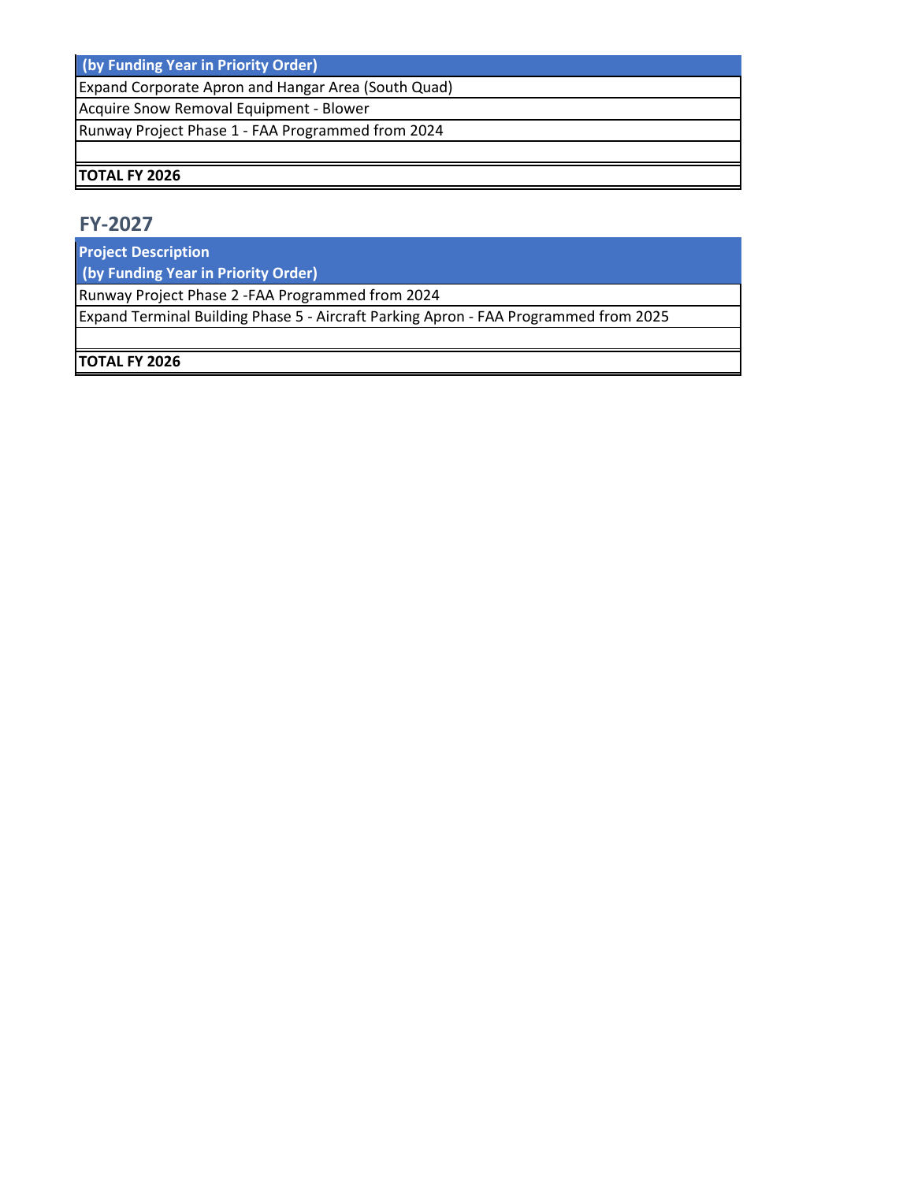| (by Funding Year in Priority Order) |
|---|
| Expand Corporate Apron and Hangar Area (South Quad) |
| Acquire Snow Removal Equipment - Blower |
| Runway Project Phase 1 - FAA Programmed from 2024 |
| |
| **TOTAL FY 2026** |

## FY-2027

| Project Description (by Funding Year in Priority Order) |
|---|
| Runway Project Phase 2 -FAA Programmed from 2024 |
| Expand Terminal Building Phase 5 - Aircraft Parking Apron - FAA Programmed from 2025 |
| |
| **TOTAL FY 2026** |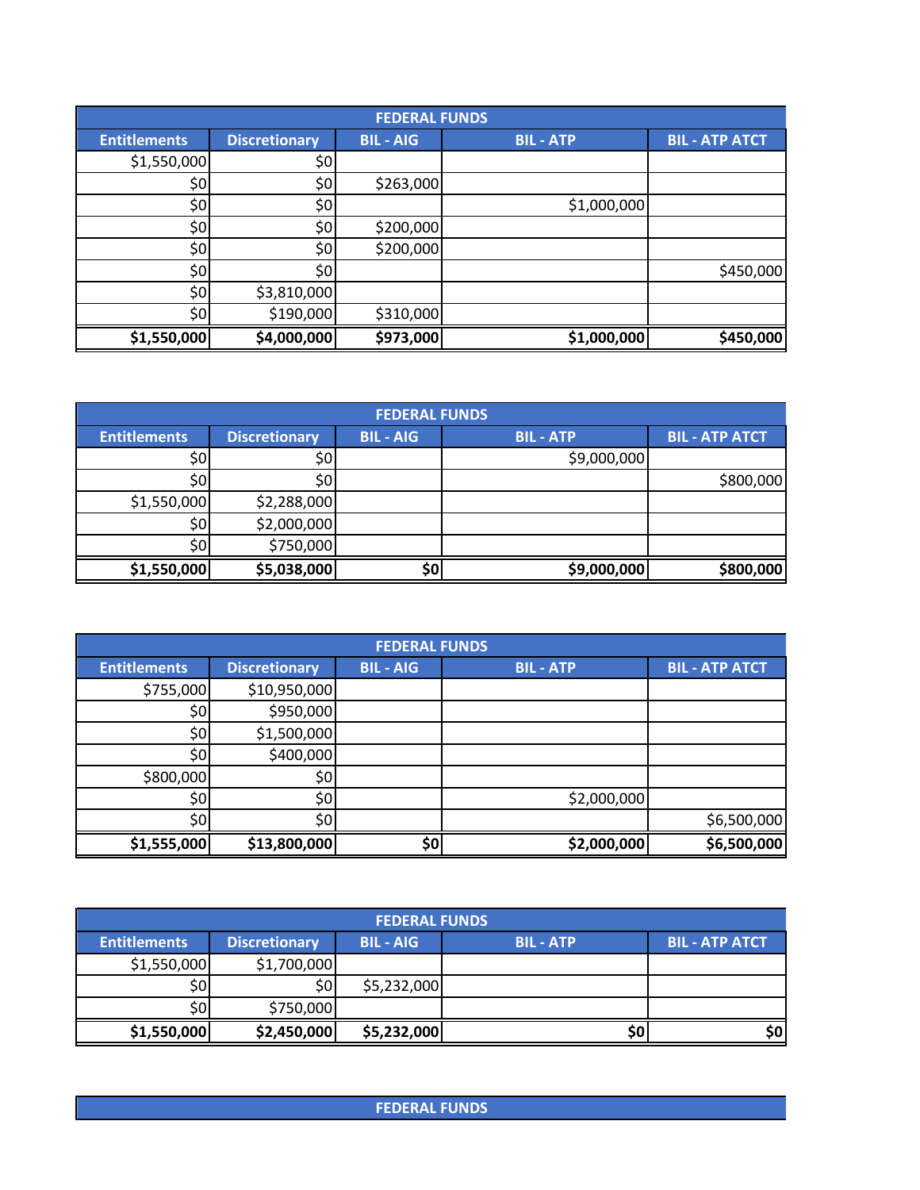| FEDERAL FUNDS | | | | |
|---|---|---|---|---|
| Entitlements | Discretionary | BIL - AIG | BIL - ATP | BIL - ATP ATCT |
| $1,550,000 | $0 | | | |
| $0 | $0 | $263,000 | | |
| $0 | $0 | | $1,000,000 | |
| $0 | $0 | $200,000 | | |
| $0 | $0 | $200,000 | | |
| $0 | $0 | | | $450,000 |
| $0 | $3,810,000 | | | |
| $0 | $190,000 | $310,000 | | |
| **$1,550,000** | **$4,000,000** | **$973,000** | **$1,000,000** | **$450,000** |

| FEDERAL FUNDS | | | | |
|---|---|---|---|---|
| Entitlements | Discretionary | BIL - AIG | BIL - ATP | BIL - ATP ATCT |
| $0 | $0 | | $9,000,000 | |
| $0 | $0 | | | $800,000 |
| $1,550,000 | $2,288,000 | | | |
| $0 | $2,000,000 | | | |
| $0 | $750,000 | | | |
| **$1,550,000** | **$5,038,000** | **$0** | **$9,000,000** | **$800,000** |

| FEDERAL FUNDS | | | | |
|---|---|---|---|---|
| Entitlements | Discretionary | BIL - AIG | BIL - ATP | BIL - ATP ATCT |
| $755,000 | $10,950,000 | | | |
| $0 | $950,000 | | | |
| $0 | $1,500,000 | | | |
| $0 | $400,000 | | | |
| $800,000 | $0 | | | |
| $0 | $0 | | $2,000,000 | |
| $0 | $0 | | | $6,500,000 |
| **$1,555,000** | **$13,800,000** | **$0** | **$2,000,000** | **$6,500,000** |

| FEDERAL FUNDS | | | | |
|---|---|---|---|---|
| Entitlements | Discretionary | BIL - AIG | BIL - ATP | BIL - ATP ATCT |
| $1,550,000 | $1,700,000 | | | |
| $0 | $0 | $5,232,000 | | |
| $0 | $750,000 | | | |
| **$1,550,000** | **$2,450,000** | **$5,232,000** | **$0** | **$0** |

| FEDERAL FUNDS |
|---|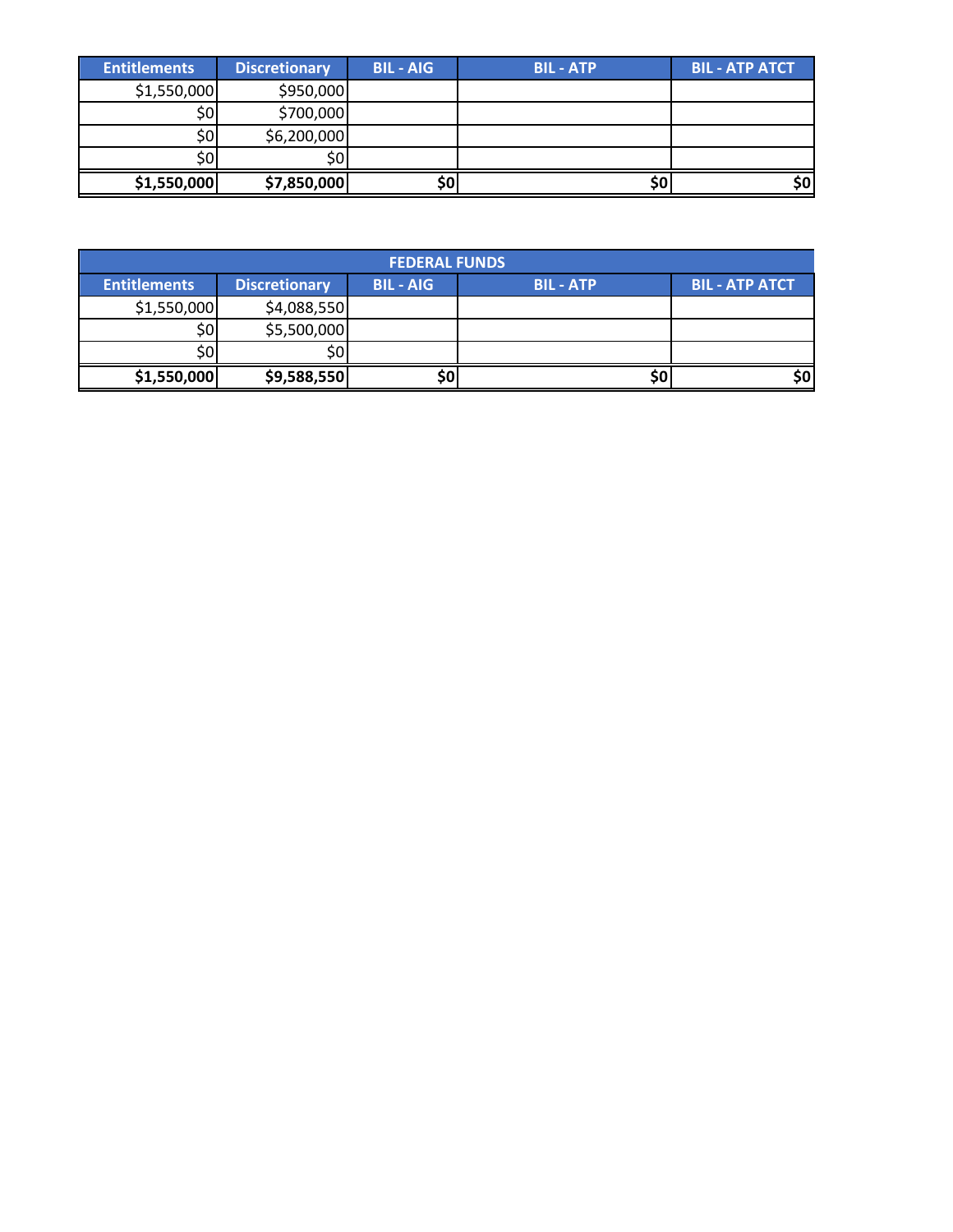| Entitlements | Discretionary | BIL - AIG | BIL - ATP | BIL - ATP ATCT |
|---|---|---|---|---|
| $1,550,000 | $950,000 | | | |
| $0 | $700,000 | | | |
| $0 | $6,200,000 | | | |
| $0 | $0 | | | |
| **$1,550,000** | **$7,850,000** | **$0** | **$0** | **$0** |

| FEDERAL FUNDS | | | | |
|---|---|---|---|---|
| **Entitlements** | **Discretionary** | **BIL - AIG** | **BIL - ATP** | **BIL - ATP ATCT** |
| $1,550,000 | $4,088,550 | | | |
| $0 | $5,500,000 | | | |
| $0 | $0 | | | |
| **$1,550,000** | **$9,588,550** | **$0** | **$0** | **$0** |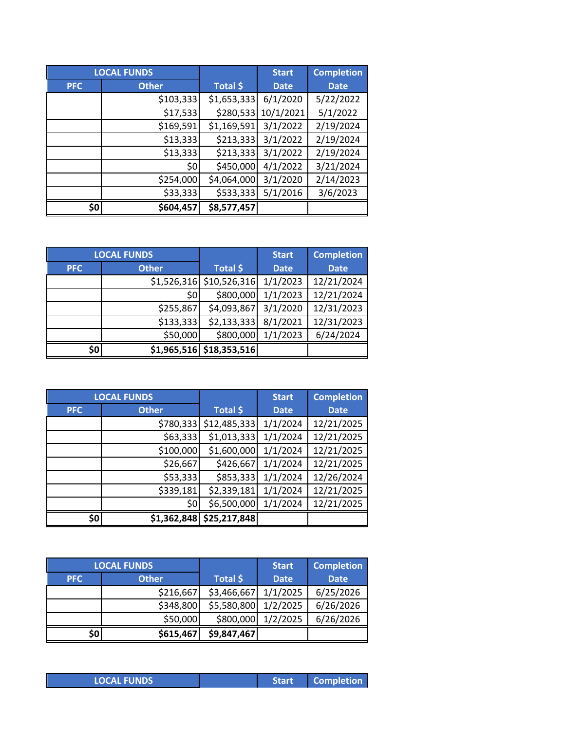| LOCAL FUNDS | | Total $ | Start Date | Completion Date |
|---|---|---|---|---|
| PFC | Other | | | |
| | $103,333 | $1,653,333 | 6/1/2020 | 5/22/2022 |
| | $17,533 | $280,533 | 10/1/2021 | 5/1/2022 |
| | $169,591 | $1,169,591 | 3/1/2022 | 2/19/2024 |
| | $13,333 | $213,333 | 3/1/2022 | 2/19/2024 |
| | $13,333 | $213,333 | 3/1/2022 | 2/19/2024 |
| | $0 | $450,000 | 4/1/2022 | 3/21/2024 |
| | $254,000 | $4,064,000 | 3/1/2020 | 2/14/2023 |
| | $33,333 | $533,333 | 5/1/2016 | 3/6/2023 |
| **$0** | **$604,457** | **$8,577,457** | | |

| LOCAL FUNDS | | Total $ | Start Date | Completion Date |
|---|---|---|---|---|
| PFC | Other | | | |
| | $1,526,316 | $10,526,316 | 1/1/2023 | 12/21/2024 |
| | $0 | $800,000 | 1/1/2023 | 12/21/2024 |
| | $255,867 | $4,093,867 | 3/1/2020 | 12/31/2023 |
| | $133,333 | $2,133,333 | 8/1/2021 | 12/31/2023 |
| | $50,000 | $800,000 | 1/1/2023 | 6/24/2024 |
| **$0** | **$1,965,516** | **$18,353,516** | | |

| LOCAL FUNDS | | Total $ | Start Date | Completion Date |
|---|---|---|---|---|
| PFC | Other | | | |
| | $780,333 | $12,485,333 | 1/1/2024 | 12/21/2025 |
| | $63,333 | $1,013,333 | 1/1/2024 | 12/21/2025 |
| | $100,000 | $1,600,000 | 1/1/2024 | 12/21/2025 |
| | $26,667 | $426,667 | 1/1/2024 | 12/21/2025 |
| | $53,333 | $853,333 | 1/1/2024 | 12/26/2024 |
| | $339,181 | $2,339,181 | 1/1/2024 | 12/21/2025 |
| | $0 | $6,500,000 | 1/1/2024 | 12/21/2025 |
| **$0** | **$1,362,848** | **$25,217,848** | | |

| LOCAL FUNDS | | Total $ | Start Date | Completion Date |
|---|---|---|---|---|
| PFC | Other | | | |
| | $216,667 | $3,466,667 | 1/1/2025 | 6/25/2026 |
| | $348,800 | $5,580,800 | 1/2/2025 | 6/26/2026 |
| | $50,000 | $800,000 | 1/2/2025 | 6/26/2026 |
| **$0** | **$615,467** | **$9,847,467** | | |

| LOCAL FUNDS | | | Start | Completion |
|---|---|---|---|---|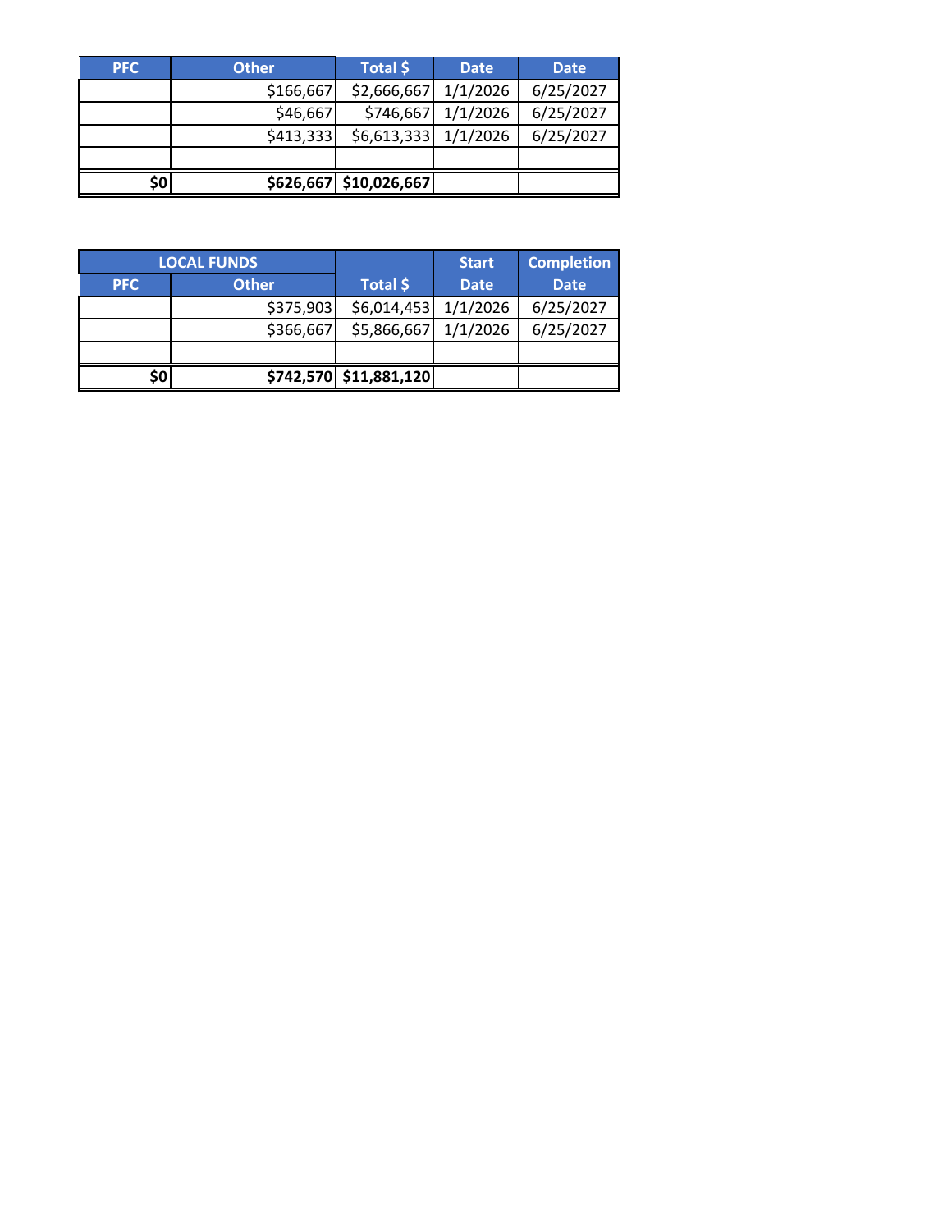| PFC | Other | Total $ | Date | Date |
|---|---|---|---|---|
| | $166,667 | $2,666,667 | 1/1/2026 | 6/25/2027 |
| | $46,667 | $746,667 | 1/1/2026 | 6/25/2027 |
| | $413,333 | $6,613,333 | 1/1/2026 | 6/25/2027 |
| | | | | |
| **$0** | **$626,667** | **$10,026,667** | | |

| LOCAL FUNDS | | | Start | Completion |
|---|---|---|---|---|
| PFC | Other | Total $ | Date | Date |
| | $375,903 | $6,014,453 | 1/1/2026 | 6/25/2027 |
| | $366,667 | $5,866,667 | 1/1/2026 | 6/25/2027 |
| | | | | |
| **$0** | **$742,570** | **$11,881,120** | | |